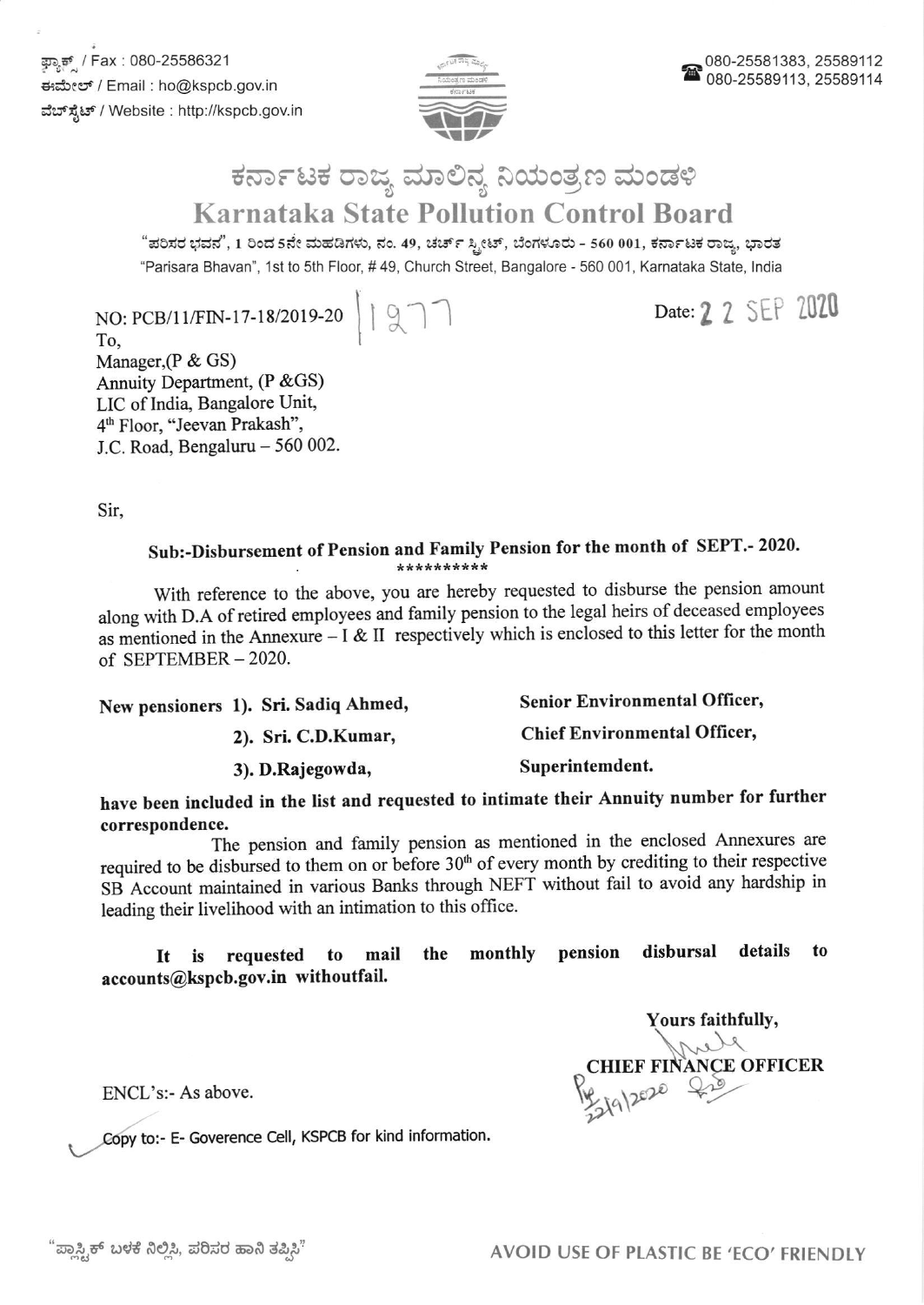ಫ್ಯಾಕ್ಸ್ / Fax : 080-25586321
ಈಮೇಲ್ / Email : ho@kspcb.gov.in
ವೆಬ್‌ಸೈಟ್ / Website : http://kspcb.gov.in

080-25581383, 25589112
080-25589113, 25589114

# ಕರ್ನಾಟಕ ರಾಜ್ಯ ಮಾಲಿನ್ಯ ನಿಯಂತ್ರಣ ಮಂಡಳಿ
# Karnataka State Pollution Control Board

"ಪರಿಸರ ಭವನ", 1 ರಿಂದ 5ನೇ ಮಹಡಿಗಳು, ನಂ. 49, ಚರ್ಚ್ ಸ್ಟ್ರೀಟ್, ಬೆಂಗಳೂರು - 560 001, ಕರ್ನಾಟಕ ರಾಜ್ಯ, ಭಾರತ
"Parisara Bhavan", 1st to 5th Floor, # 49, Church Street, Bangalore - 560 001, Karnataka State, India

NO: PCB/11/FIN-17-18/2019-20 1977

Date: 22 SEP 2020

To,
Manager,(P & GS)
Annuity Department, (P &GS)
LIC of India, Bangalore Unit,
4th Floor, "Jeevan Prakash",
J.C. Road, Bengaluru – 560 002.

Sir,

**Sub:-Disbursement of Pension and Family Pension for the month of SEPT.- 2020.**
**\*\*\*\*\*\*\*\*\*\***

With reference to the above, you are hereby requested to disburse the pension amount along with D.A of retired employees and family pension to the legal heirs of deceased employees as mentioned in the Annexure – I & II respectively which is enclosed to this letter for the month of SEPTEMBER – 2020.

**New pensioners 1). Sri. Sadiq Ahmed,** **Senior Environmental Officer,**
**2). Sri. C.D.Kumar,** **Chief Environmental Officer,**
**3). D.Rajegowda,** **Superintemdent.**

**have been included in the list and requested to intimate their Annuity number for further correspondence.**

The pension and family pension as mentioned in the enclosed Annexures are required to be disbursed to them on or before 30th of every month by crediting to their respective SB Account maintained in various Banks through NEFT without fail to avoid any hardship in leading their livelihood with an intimation to this office.

**It is requested to mail the monthly pension disbursal details to accounts@kspcb.gov.in withoutfail.**

Yours faithfully,

**CHIEF FINANCE OFFICER**

ENCL's:- As above.

Copy to:- E- Goverence Cell, KSPCB for kind information.

"ಪ್ಲಾಸ್ಟಿಕ್ ಬಳಕೆ ನಿಲ್ಲಿಸಿ, ಪರಿಸರ ಹಾನಿ ತಪ್ಪಿಸಿ"

AVOID USE OF PLASTIC BE 'ECO' FRIENDLY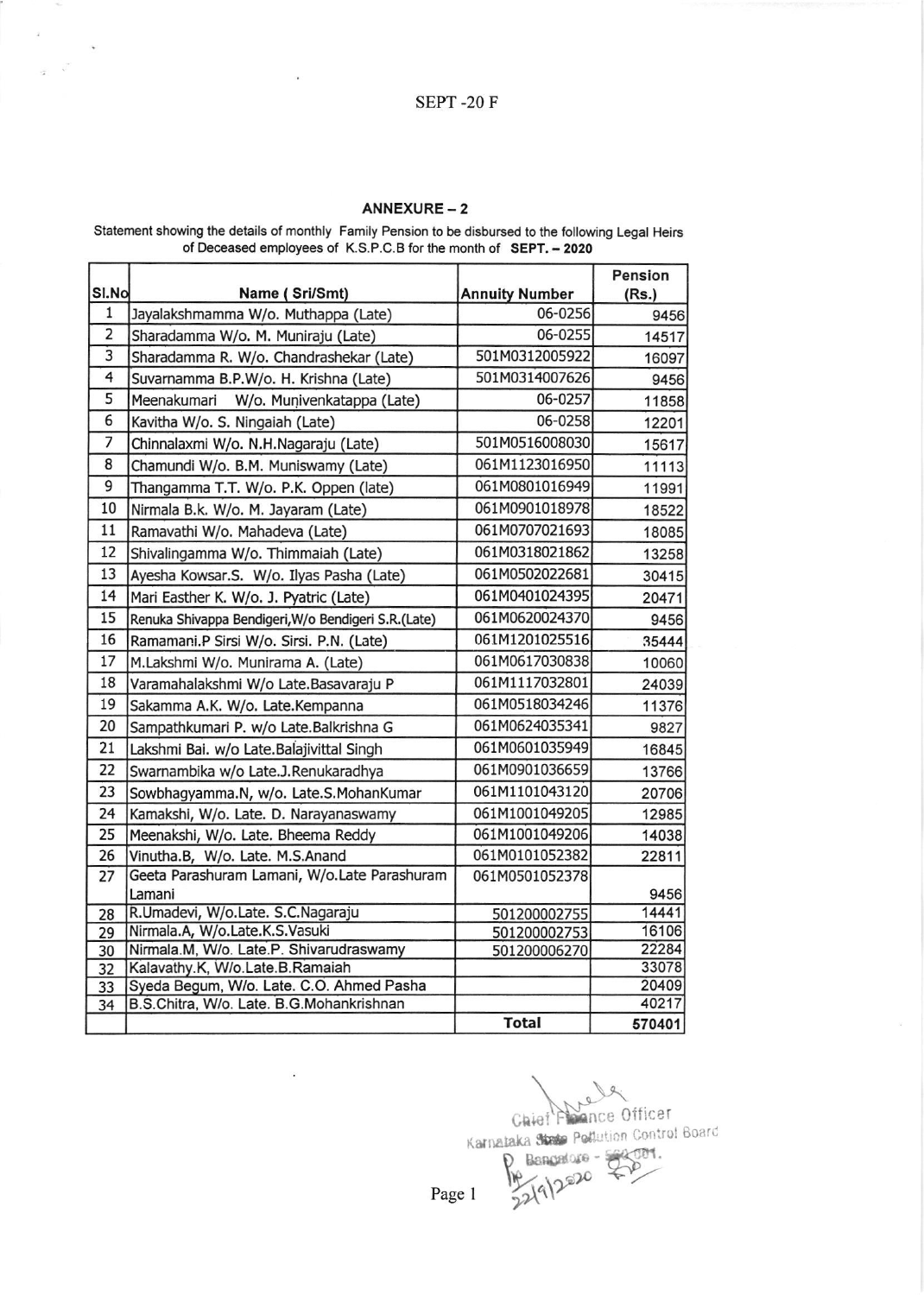SEPT -20 F

## ANNEXURE – 2

Statement showing the details of monthly Family Pension to be disbursed to the following Legal Heirs of Deceased employees of K.S.P.C.B for the month of **SEPT. – 2020**

| Sl.No | Name ( Sri/Smt) | Annuity Number | Pension (Rs.) |
|---|---|---|---|
| 1 | Jayalakshmamma W/o. Muthappa (Late) | 06-0256 | 9456 |
| 2 | Sharadamma W/o. M. Muniraju (Late) | 06-0255 | 14517 |
| 3 | Sharadamma R. W/o. Chandrashekar (Late) | 501M0312005922 | 16097 |
| 4 | Suvarnamma B.P.W/o. H. Krishna (Late) | 501M0314007626 | 9456 |
| 5 | Meenakumari W/o. Munivenkatappa (Late) | 06-0257 | 11858 |
| 6 | Kavitha W/o. S. Ningaiah (Late) | 06-0258 | 12201 |
| 7 | Chinnalaxmi W/o. N.H.Nagaraju (Late) | 501M0516008030 | 15617 |
| 8 | Chamundi W/o. B.M. Muniswamy (Late) | 061M1123016950 | 11113 |
| 9 | Thangamma T.T. W/o. P.K. Oppen (late) | 061M0801016949 | 11991 |
| 10 | Nirmala B.k. W/o. M. Jayaram (Late) | 061M0901018978 | 18522 |
| 11 | Ramavathi W/o. Mahadeva (Late) | 061M0707021693 | 18085 |
| 12 | Shivalingamma W/o. Thimmaiah (Late) | 061M0318021862 | 13258 |
| 13 | Ayesha Kowsar.S. W/o. Ilyas Pasha (Late) | 061M0502022681 | 30415 |
| 14 | Mari Easther K. W/o. J. Pyatric (Late) | 061M0401024395 | 20471 |
| 15 | Renuka Shivappa Bendigeri,W/o Bendigeri S.R.(Late) | 061M0620024370 | 9456 |
| 16 | Ramamani.P Sirsi W/o. Sirsi. P.N. (Late) | 061M1201025516 | 35444 |
| 17 | M.Lakshmi W/o. Munirama A. (Late) | 061M0617030838 | 10060 |
| 18 | Varamahalakshmi W/o Late.Basavaraju P | 061M1117032801 | 24039 |
| 19 | Sakamma A.K. W/o. Late.Kempanna | 061M0518034246 | 11376 |
| 20 | Sampathkumari P. w/o Late.Balkrishna G | 061M0624035341 | 9827 |
| 21 | Lakshmi Bai. w/o Late.Balajivittal Singh | 061M0601035949 | 16845 |
| 22 | Swarnambika w/o Late.J.Renukaradhya | 061M0901036659 | 13766 |
| 23 | Sowbhagyamma.N, w/o. Late.S.MohanKumar | 061M1101043120 | 20706 |
| 24 | Kamakshi, W/o. Late. D. Narayanaswamy | 061M1001049205 | 12985 |
| 25 | Meenakshi, W/o. Late. Bheema Reddy | 061M1001049206 | 14038 |
| 26 | Vinutha.B, W/o. Late. M.S.Anand | 061M0101052382 | 22811 |
| 27 | Geeta Parashuram Lamani, W/o.Late Parashuram Lamani | 061M0501052378 | 9456 |
| 28 | R.Umadevi, W/o.Late. S.C.Nagaraju | 501200002755 | 14441 |
| 29 | Nirmala.A, W/o.Late.K.S.Vasuki | 501200002753 | 16106 |
| 30 | Nirmala.M, W/o. Late.P. Shivarudraswamy | 501200006270 | 22284 |
| 32 | Kalavathy.K, W/o.Late.B.Ramaiah | | 33078 |
| 33 | Syeda Begum, W/o. Late. C.O. Ahmed Pasha | | 20409 |
| 34 | B.S.Chitra, W/o. Late. B.G.Mohankrishnan | | 40217 |
| | | **Total** | **570401** |

Chief Finance Officer
Karnataka State Pollution Control Board
Bangalore - 560 001.
22/9/2020